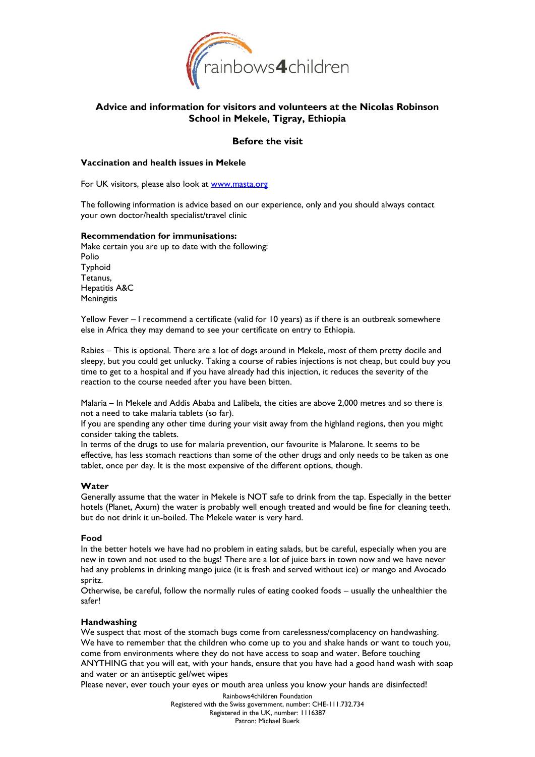rainbows4children

## Advice and information for visitors and volunteers at the Nicolas Robinson School in Mekele, Tigray, Ethiopia

## Before the visit

### Vaccination and health issues in Mekele

For UK visitors, please also look at [www.masta.org](www.masta.org)

The following information is advice based on our experience, only and you should always contact your own doctor/health specialist/travel clinic

**Recommendation for immunisations:**
Make certain you are up to date with the following:
Polio
Typhoid
Tetanus,
Hepatitis A&C
Meningitis

Yellow Fever – I recommend a certificate (valid for 10 years) as if there is an outbreak somewhere else in Africa they may demand to see your certificate on entry to Ethiopia.

Rabies – This is optional. There are a lot of dogs around in Mekele, most of them pretty docile and sleepy, but you could get unlucky. Taking a course of rabies injections is not cheap, but could buy you time to get to a hospital and if you have already had this injection, it reduces the severity of the reaction to the course needed after you have been bitten.

Malaria – In Mekele and Addis Ababa and Lalibela, the cities are above 2,000 metres and so there is not a need to take malaria tablets (so far).
If you are spending any other time during your visit away from the highland regions, then you might consider taking the tablets.
In terms of the drugs to use for malaria prevention, our favourite is Malarone. It seems to be effective, has less stomach reactions than some of the other drugs and only needs to be taken as one tablet, once per day. It is the most expensive of the different options, though.

### Water

Generally assume that the water in Mekele is NOT safe to drink from the tap. Especially in the better hotels (Planet, Axum) the water is probably well enough treated and would be fine for cleaning teeth, but do not drink it un-boiled. The Mekele water is very hard.

### Food

In the better hotels we have had no problem in eating salads, but be careful, especially when you are new in town and not used to the bugs! There are a lot of juice bars in town now and we have never had any problems in drinking mango juice (it is fresh and served without ice) or mango and Avocado spritz.
Otherwise, be careful, follow the normally rules of eating cooked foods – usually the unhealthier the safer!

### Handwashing

We suspect that most of the stomach bugs come from carelessness/complacency on handwashing. We have to remember that the children who come up to you and shake hands or want to touch you, come from environments where they do not have access to soap and water. Before touching ANYTHING that you will eat, with your hands, ensure that you have had a good hand wash with soap and water or an antiseptic gel/wet wipes
Please never, ever touch your eyes or mouth area unless you know your hands are disinfected!

Rainbows4children Foundation
Registered with the Swiss government, number: CHE-111.732.734
Registered in the UK, number: 1116387
Patron: Michael Buerk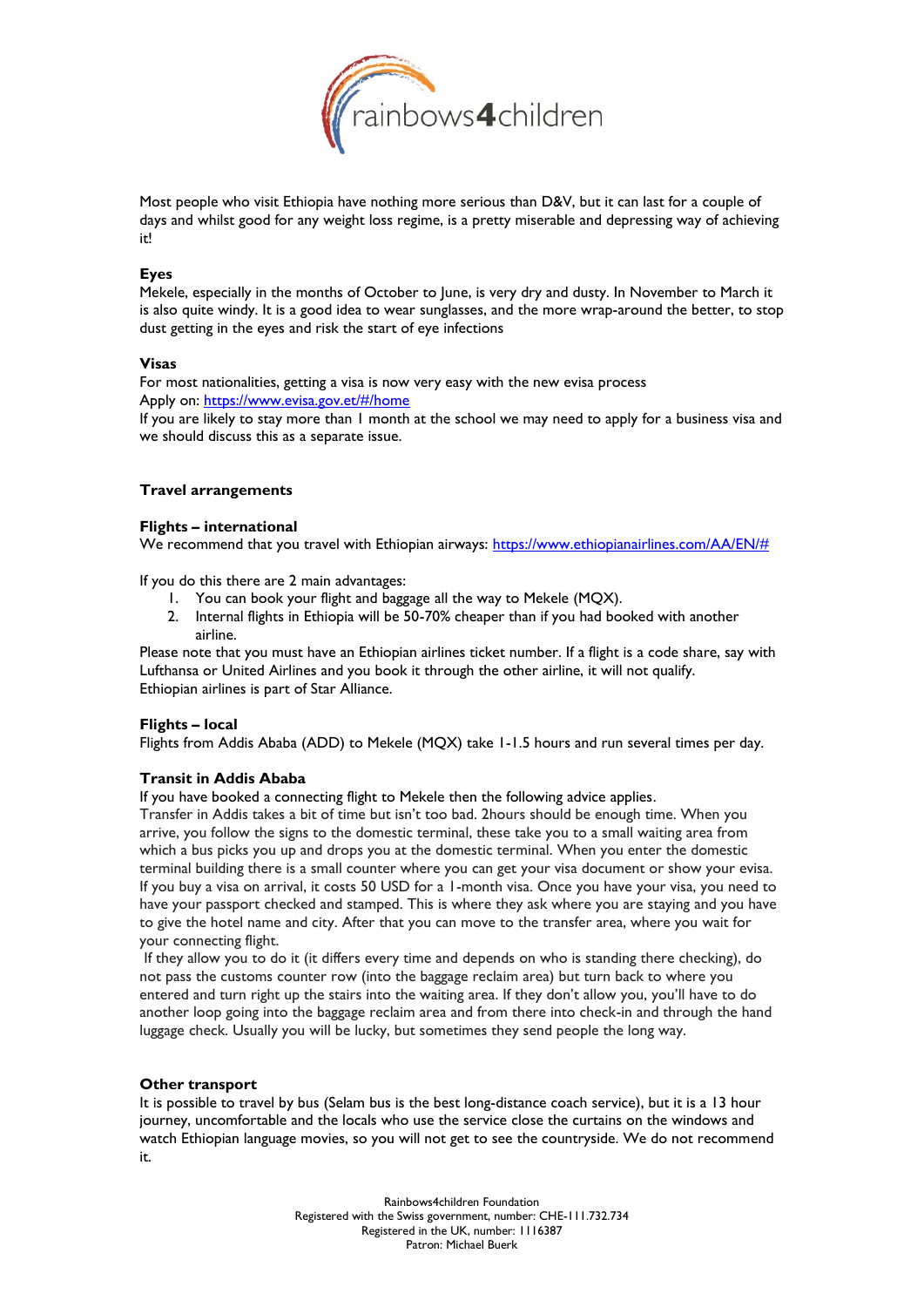Most people who visit Ethiopia have nothing more serious than D&V, but it can last for a couple of days and whilst good for any weight loss regime, is a pretty miserable and depressing way of achieving it!

**Eyes**

Mekele, especially in the months of October to June, is very dry and dusty. In November to March it is also quite windy. It is a good idea to wear sunglasses, and the more wrap-around the better, to stop dust getting in the eyes and risk the start of eye infections

**Visas**

For most nationalities, getting a visa is now very easy with the new evisa process

Apply on: https://www.evisa.gov.et/#/home

If you are likely to stay more than 1 month at the school we may need to apply for a business visa and we should discuss this as a separate issue.

## Travel arrangements

**Flights – international**

We recommend that you travel with Ethiopian airways: https://www.ethiopianairlines.com/AA/EN/#

If you do this there are 2 main advantages:

1. You can book your flight and baggage all the way to Mekele (MQX).
2. Internal flights in Ethiopia will be 50-70% cheaper than if you had booked with another airline.

Please note that you must have an Ethiopian airlines ticket number. If a flight is a code share, say with Lufthansa or United Airlines and you book it through the other airline, it will not qualify.
Ethiopian airlines is part of Star Alliance.

**Flights – local**

Flights from Addis Ababa (ADD) to Mekele (MQX) take 1-1.5 hours and run several times per day.

**Transit in Addis Ababa**

If you have booked a connecting flight to Mekele then the following advice applies.
Transfer in Addis takes a bit of time but isn't too bad. 2hours should be enough time. When you arrive, you follow the signs to the domestic terminal, these take you to a small waiting area from which a bus picks you up and drops you at the domestic terminal. When you enter the domestic terminal building there is a small counter where you can get your visa document or show your evisa. If you buy a visa on arrival, it costs 50 USD for a 1-month visa. Once you have your visa, you need to have your passport checked and stamped. This is where they ask where you are staying and you have to give the hotel name and city. After that you can move to the transfer area, where you wait for your connecting flight.

If they allow you to do it (it differs every time and depends on who is standing there checking), do not pass the customs counter row (into the baggage reclaim area) but turn back to where you entered and turn right up the stairs into the waiting area. If they don't allow you, you'll have to do another loop going into the baggage reclaim area and from there into check-in and through the hand luggage check. Usually you will be lucky, but sometimes they send people the long way.

**Other transport**

It is possible to travel by bus (Selam bus is the best long-distance coach service), but it is a 13 hour journey, uncomfortable and the locals who use the service close the curtains on the windows and watch Ethiopian language movies, so you will not get to see the countryside. We do not recommend it.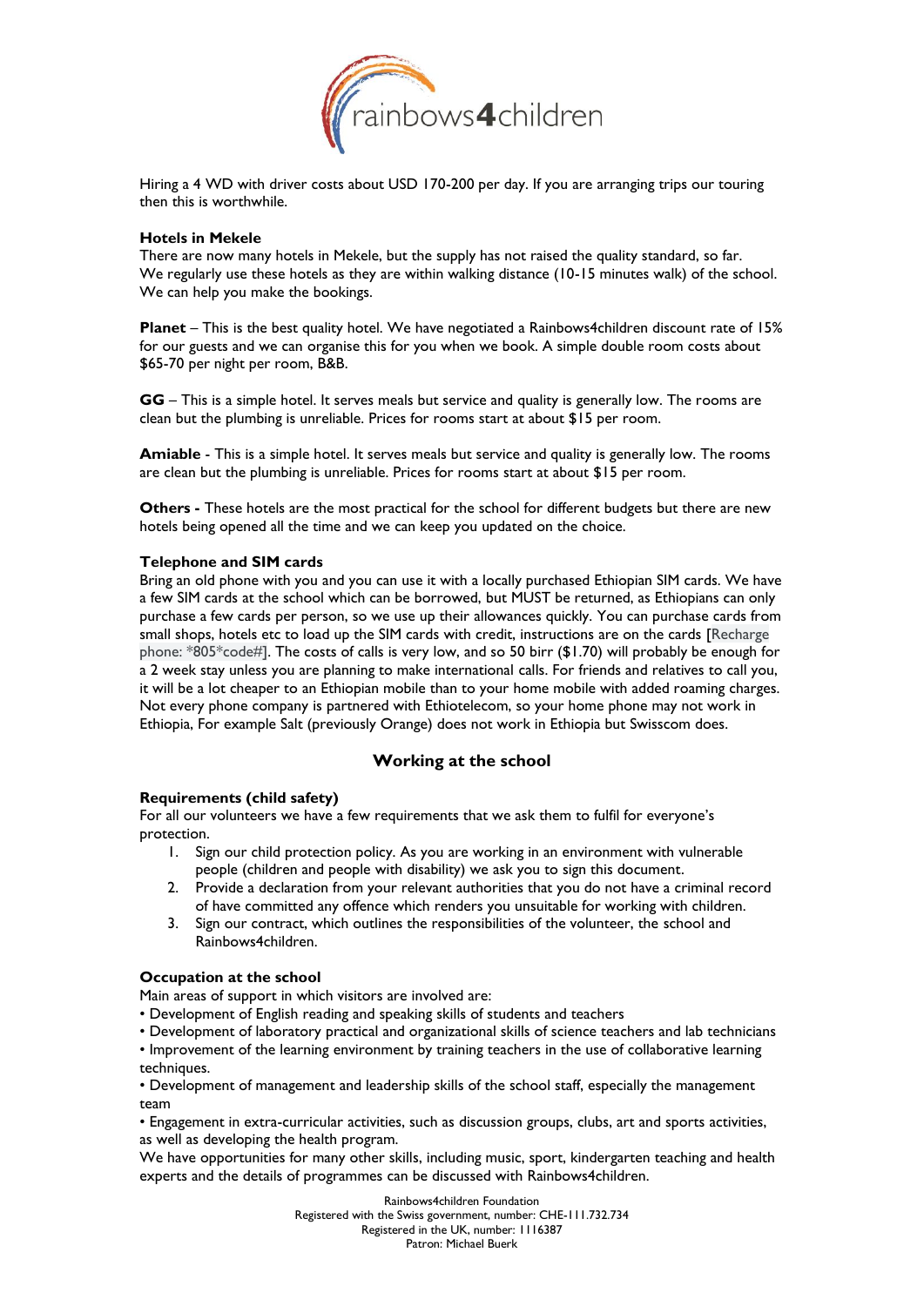Hiring a 4 WD with driver costs about USD 170-200 per day. If you are arranging trips our touring then this is worthwhile.

**Hotels in Mekele**

There are now many hotels in Mekele, but the supply has not raised the quality standard, so far. We regularly use these hotels as they are within walking distance (10-15 minutes walk) of the school. We can help you make the bookings.

**Planet** – This is the best quality hotel. We have negotiated a Rainbows4children discount rate of 15% for our guests and we can organise this for you when we book. A simple double room costs about $65-70 per night per room, B&B.

**GG** – This is a simple hotel. It serves meals but service and quality is generally low. The rooms are clean but the plumbing is unreliable. Prices for rooms start at about $15 per room.

**Amiable** - This is a simple hotel. It serves meals but service and quality is generally low. The rooms are clean but the plumbing is unreliable. Prices for rooms start at about $15 per room.

**Others -** These hotels are the most practical for the school for different budgets but there are new hotels being opened all the time and we can keep you updated on the choice.

**Telephone and SIM cards**

Bring an old phone with you and you can use it with a locally purchased Ethiopian SIM cards. We have a few SIM cards at the school which can be borrowed, but MUST be returned, as Ethiopians can only purchase a few cards per person, so we use up their allowances quickly. You can purchase cards from small shops, hotels etc to load up the SIM cards with credit, instructions are on the cards [Recharge phone: *805*code#]. The costs of calls is very low, and so 50 birr ($1.70) will probably be enough for a 2 week stay unless you are planning to make international calls. For friends and relatives to call you, it will be a lot cheaper to an Ethiopian mobile than to your home mobile with added roaming charges. Not every phone company is partnered with Ethiotelecom, so your home phone may not work in Ethiopia, For example Salt (previously Orange) does not work in Ethiopia but Swisscom does.

## Working at the school

**Requirements (child safety)**

For all our volunteers we have a few requirements that we ask them to fulfil for everyone's protection.

1. Sign our child protection policy. As you are working in an environment with vulnerable people (children and people with disability) we ask you to sign this document.
2. Provide a declaration from your relevant authorities that you do not have a criminal record of have committed any offence which renders you unsuitable for working with children.
3. Sign our contract, which outlines the responsibilities of the volunteer, the school and Rainbows4children.

**Occupation at the school**

Main areas of support in which visitors are involved are:

• Development of English reading and speaking skills of students and teachers
• Development of laboratory practical and organizational skills of science teachers and lab technicians
• Improvement of the learning environment by training teachers in the use of collaborative learning techniques.
• Development of management and leadership skills of the school staff, especially the management team
• Engagement in extra-curricular activities, such as discussion groups, clubs, art and sports activities, as well as developing the health program.

We have opportunities for many other skills, including music, sport, kindergarten teaching and health experts and the details of programmes can be discussed with Rainbows4children.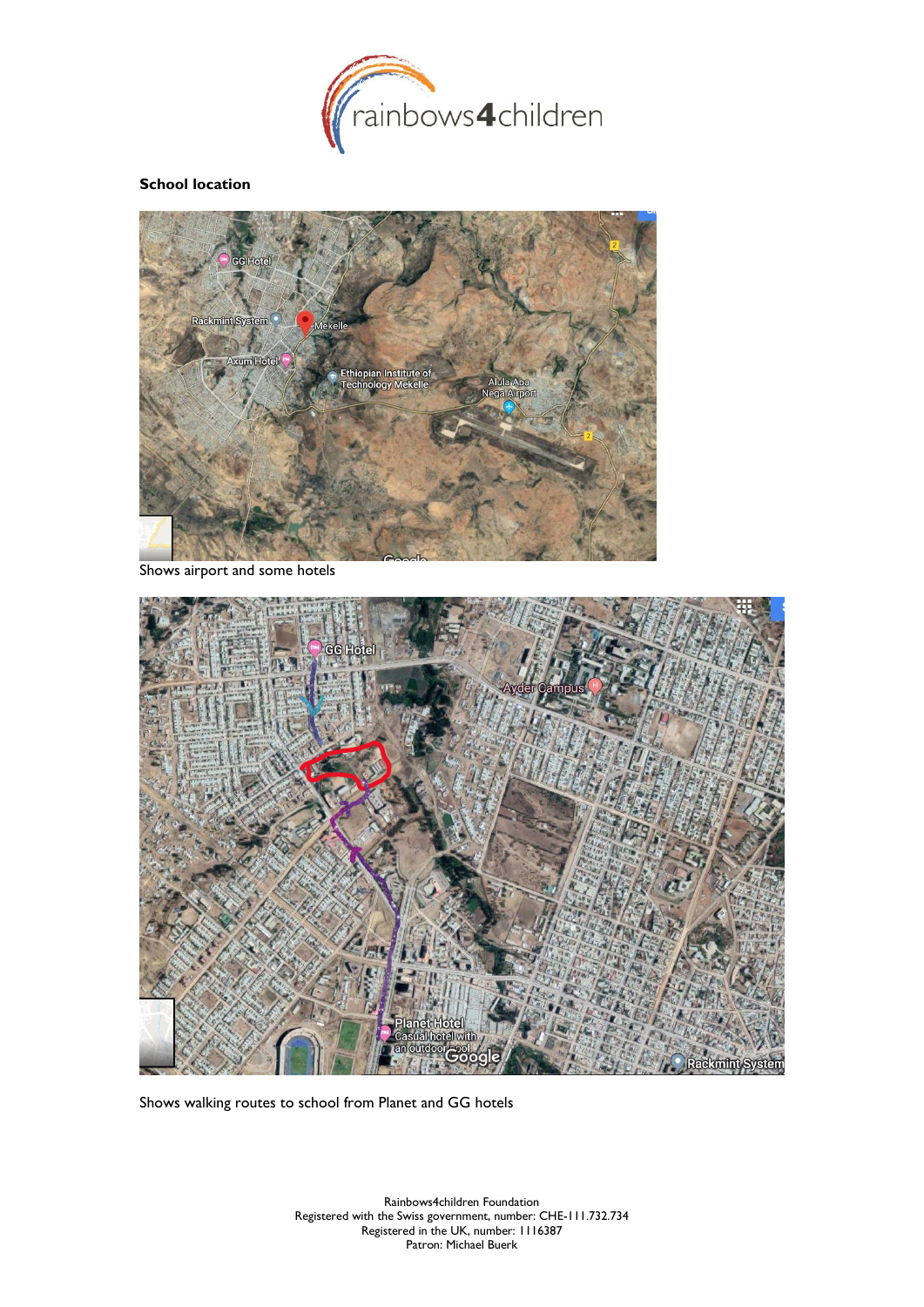**School location**

Shows airport and some hotels

Shows walking routes to school from Planet and GG hotels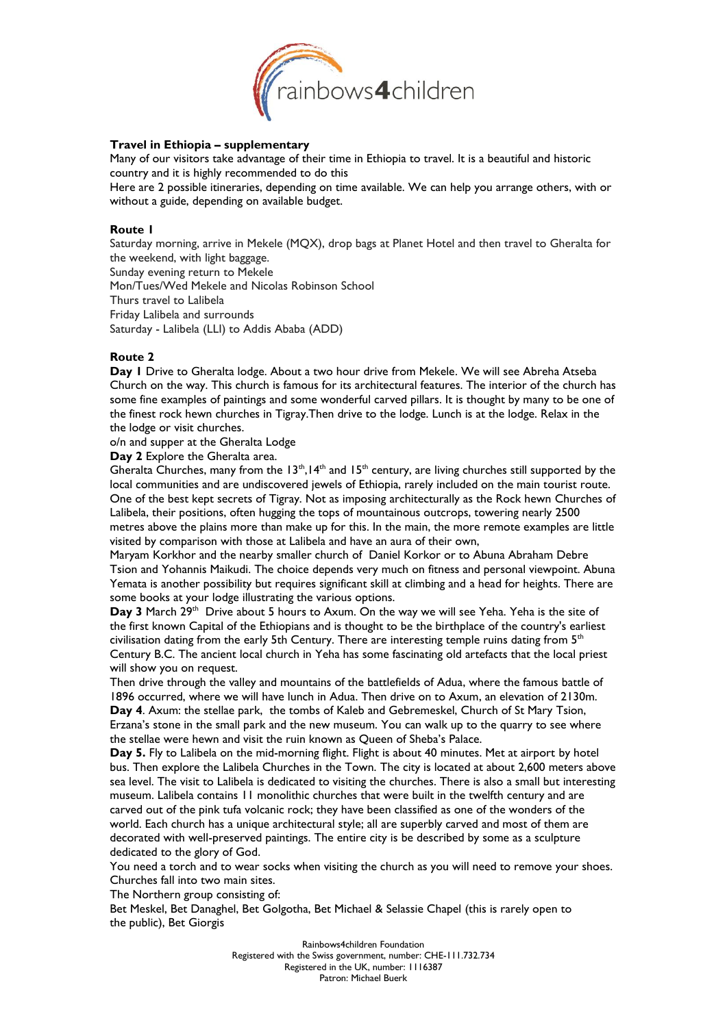**Travel in Ethiopia – supplementary**

Many of our visitors take advantage of their time in Ethiopia to travel. It is a beautiful and historic country and it is highly recommended to do this

Here are 2 possible itineraries, depending on time available. We can help you arrange others, with or without a guide, depending on available budget.

**Route 1**

Saturday morning, arrive in Mekele (MQX), drop bags at Planet Hotel and then travel to Gheralta for the weekend, with light baggage.

Sunday evening return to Mekele

Mon/Tues/Wed Mekele and Nicolas Robinson School

Thurs travel to Lalibela

Friday Lalibela and surrounds

Saturday - Lalibela (LLI) to Addis Ababa (ADD)

**Route 2**

**Day 1** Drive to Gheralta lodge. About a two hour drive from Mekele. We will see Abreha Atseba Church on the way. This church is famous for its architectural features. The interior of the church has some fine examples of paintings and some wonderful carved pillars. It is thought by many to be one of the finest rock hewn churches in Tigray.Then drive to the lodge. Lunch is at the lodge. Relax in the the lodge or visit churches.

o/n and supper at the Gheralta Lodge

**Day 2** Explore the Gheralta area.

Gheralta Churches, many from the 13th,14th and 15th century, are living churches still supported by the local communities and are undiscovered jewels of Ethiopia, rarely included on the main tourist route. One of the best kept secrets of Tigray. Not as imposing architecturally as the Rock hewn Churches of Lalibela, their positions, often hugging the tops of mountainous outcrops, towering nearly 2500 metres above the plains more than make up for this. In the main, the more remote examples are little visited by comparison with those at Lalibela and have an aura of their own,

Maryam Korkhor and the nearby smaller church of Daniel Korkor or to Abuna Abraham Debre Tsion and Yohannis Maikudi. The choice depends very much on fitness and personal viewpoint. Abuna Yemata is another possibility but requires significant skill at climbing and a head for heights. There are some books at your lodge illustrating the various options.

**Day 3** March 29th Drive about 5 hours to Axum. On the way we will see Yeha. Yeha is the site of the first known Capital of the Ethiopians and is thought to be the birthplace of the country's earliest civilisation dating from the early 5th Century. There are interesting temple ruins dating from 5th Century B.C. The ancient local church in Yeha has some fascinating old artefacts that the local priest will show you on request.

Then drive through the valley and mountains of the battlefields of Adua, where the famous battle of 1896 occurred, where we will have lunch in Adua. Then drive on to Axum, an elevation of 2130m.

**Day 4**. Axum: the stellae park, the tombs of Kaleb and Gebremeskel, Church of St Mary Tsion, Erzana's stone in the small park and the new museum. You can walk up to the quarry to see where the stellae were hewn and visit the ruin known as Queen of Sheba's Palace.

**Day 5.** Fly to Lalibela on the mid-morning flight. Flight is about 40 minutes. Met at airport by hotel bus. Then explore the Lalibela Churches in the Town. The city is located at about 2,600 meters above sea level. The visit to Lalibela is dedicated to visiting the churches. There is also a small but interesting museum. Lalibela contains 11 monolithic churches that were built in the twelfth century and are carved out of the pink tufa volcanic rock; they have been classified as one of the wonders of the world. Each church has a unique architectural style; all are superbly carved and most of them are decorated with well-preserved paintings. The entire city is be described by some as a sculpture dedicated to the glory of God.

You need a torch and to wear socks when visiting the church as you will need to remove your shoes.

Churches fall into two main sites.

The Northern group consisting of:

Bet Meskel, Bet Danaghel, Bet Golgotha, Bet Michael & Selassie Chapel (this is rarely open to the public), Bet Giorgis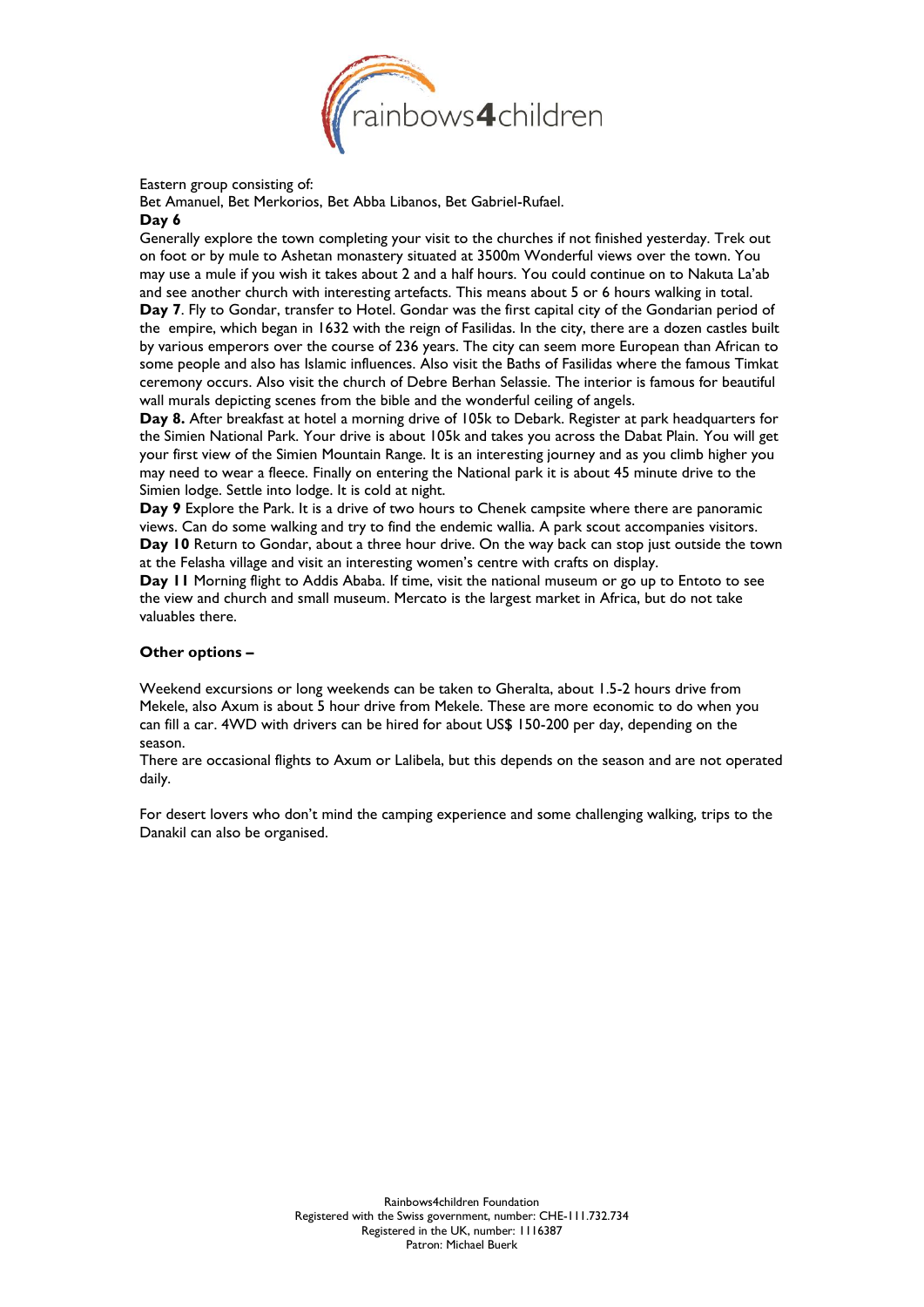Eastern group consisting of:
Bet Amanuel, Bet Merkorios, Bet Abba Libanos, Bet Gabriel-Rufael.

**Day 6**
Generally explore the town completing your visit to the churches if not finished yesterday. Trek out on foot or by mule to Ashetan monastery situated at 3500m Wonderful views over the town. You may use a mule if you wish it takes about 2 and a half hours. You could continue on to Nakuta La'ab and see another church with interesting artefacts. This means about 5 or 6 hours walking in total.

**Day 7**. Fly to Gondar, transfer to Hotel. Gondar was the first capital city of the Gondarian period of the empire, which began in 1632 with the reign of Fasilidas. In the city, there are a dozen castles built by various emperors over the course of 236 years. The city can seem more European than African to some people and also has Islamic influences. Also visit the Baths of Fasilidas where the famous Timkat ceremony occurs. Also visit the church of Debre Berhan Selassie. The interior is famous for beautiful wall murals depicting scenes from the bible and the wonderful ceiling of angels.

**Day 8.** After breakfast at hotel a morning drive of 105k to Debark. Register at park headquarters for the Simien National Park. Your drive is about 105k and takes you across the Dabat Plain. You will get your first view of the Simien Mountain Range. It is an interesting journey and as you climb higher you may need to wear a fleece. Finally on entering the National park it is about 45 minute drive to the Simien lodge. Settle into lodge. It is cold at night.

**Day 9** Explore the Park. It is a drive of two hours to Chenek campsite where there are panoramic views. Can do some walking and try to find the endemic wallia. A park scout accompanies visitors.

**Day 10** Return to Gondar, about a three hour drive. On the way back can stop just outside the town at the Felasha village and visit an interesting women's centre with crafts on display.

**Day 11** Morning flight to Addis Ababa. If time, visit the national museum or go up to Entoto to see the view and church and small museum. Mercato is the largest market in Africa, but do not take valuables there.

**Other options –**

Weekend excursions or long weekends can be taken to Gheralta, about 1.5-2 hours drive from Mekele, also Axum is about 5 hour drive from Mekele. These are more economic to do when you can fill a car. 4WD with drivers can be hired for about US$ 150-200 per day, depending on the season.
There are occasional flights to Axum or Lalibela, but this depends on the season and are not operated daily.

For desert lovers who don't mind the camping experience and some challenging walking, trips to the Danakil can also be organised.